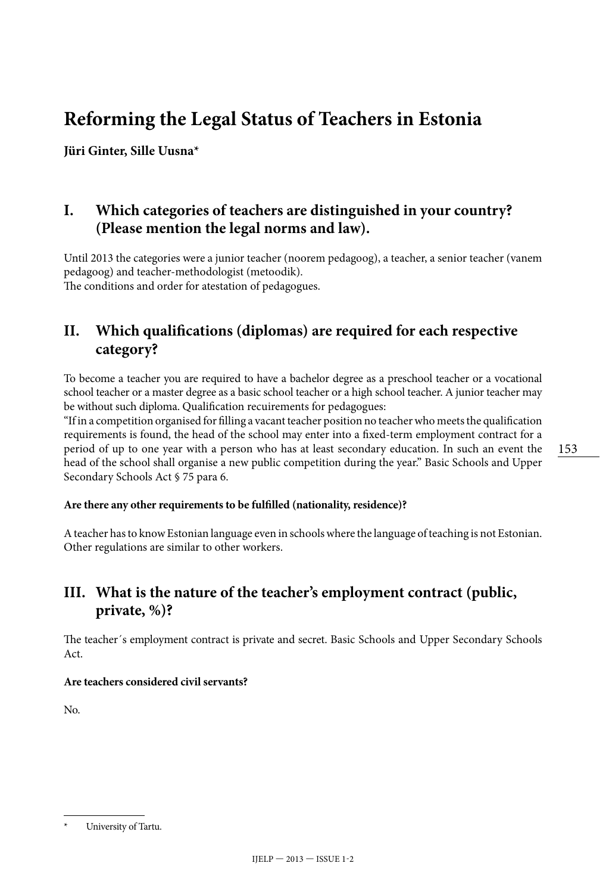# Reforming the Legal Status of Teachers in Estonia

**Jüri Ginter, Sille Uusna***

## I. Which categories of teachers are distinguished in your country? (Please mention the legal norms and law).

Until 2013 the categories were a junior teacher (noorem pedagoog), a teacher, a senior teacher (vanem pedagoog) and teacher-methodologist (metoodik).
The conditions and order for atestation of pedagogues.

## II. Which qualifications (diplomas) are required for each respective category?

To become a teacher you are required to have a bachelor degree as a preschool teacher or a vocational school teacher or a master degree as a basic school teacher or a high school teacher. A junior teacher may be without such diploma. Qualification recuirements for pedagogues:
"If in a competition organised for filling a vacant teacher position no teacher who meets the qualification requirements is found, the head of the school may enter into a fixed-term employment contract for a period of up to one year with a person who has at least secondary education. In such an event the head of the school shall organise a new public competition during the year." Basic Schools and Upper Secondary Schools Act § 75 para 6.

**Are there any other requirements to be fulfilled (nationality, residence)?**

A teacher has to know Estonian language even in schools where the language of teaching is not Estonian. Other regulations are similar to other workers.

## III. What is the nature of the teacher's employment contract (public, private, %)?

The teacher´s employment contract is private and secret. Basic Schools and Upper Secondary Schools Act.

**Are teachers considered civil servants?**

No.

---

\* University of Tartu.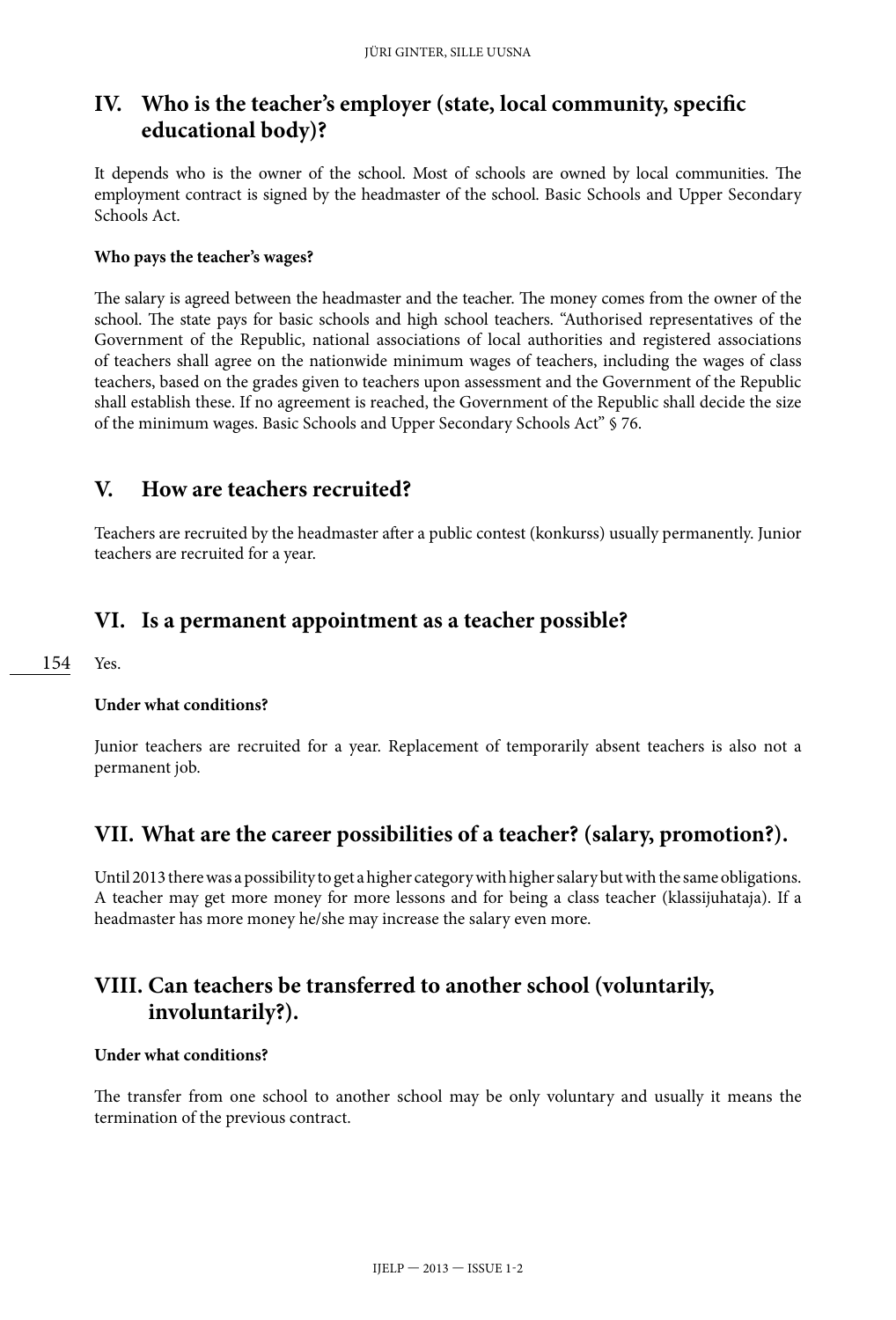## IV. Who is the teacher's employer (state, local community, specific educational body)?

It depends who is the owner of the school. Most of schools are owned by local communities. The employment contract is signed by the headmaster of the school. Basic Schools and Upper Secondary Schools Act.

**Who pays the teacher's wages?**

The salary is agreed between the headmaster and the teacher. The money comes from the owner of the school. The state pays for basic schools and high school teachers. "Authorised representatives of the Government of the Republic, national associations of local authorities and registered associations of teachers shall agree on the nationwide minimum wages of teachers, including the wages of class teachers, based on the grades given to teachers upon assessment and the Government of the Republic shall establish these. If no agreement is reached, the Government of the Republic shall decide the size of the minimum wages. Basic Schools and Upper Secondary Schools Act" § 76.

## V. How are teachers recruited?

Teachers are recruited by the headmaster after a public contest (konkurss) usually permanently. Junior teachers are recruited for a year.

## VI. Is a permanent appointment as a teacher possible?

Yes.

**Under what conditions?**

Junior teachers are recruited for a year. Replacement of temporarily absent teachers is also not a permanent job.

## VII. What are the career possibilities of a teacher? (salary, promotion?).

Until 2013 there was a possibility to get a higher category with higher salary but with the same obligations. A teacher may get more money for more lessons and for being a class teacher (klassijuhataja). If a headmaster has more money he/she may increase the salary even more.

## VIII. Can teachers be transferred to another school (voluntarily, involuntarily?).

**Under what conditions?**

The transfer from one school to another school may be only voluntary and usually it means the termination of the previous contract.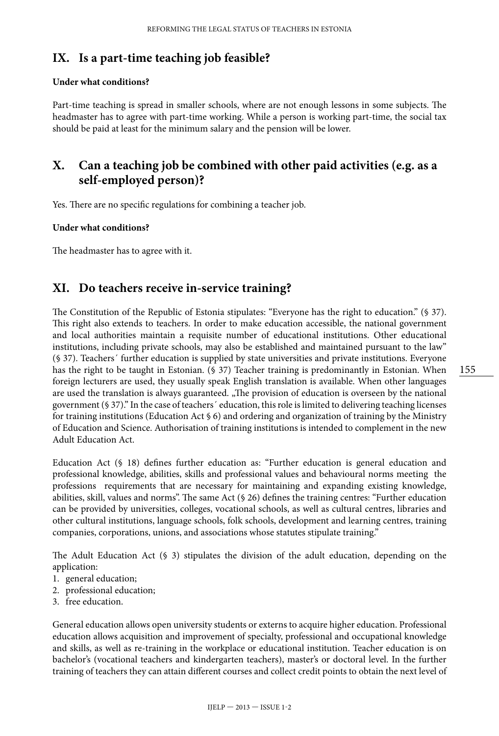## IX. Is a part-time teaching job feasible?

**Under what conditions?**

Part-time teaching is spread in smaller schools, where are not enough lessons in some subjects. The headmaster has to agree with part-time working. While a person is working part-time, the social tax should be paid at least for the minimum salary and the pension will be lower.

## X. Can a teaching job be combined with other paid activities (e.g. as a self-employed person)?

Yes. There are no specific regulations for combining a teacher job.

**Under what conditions?**

The headmaster has to agree with it.

## XI. Do teachers receive in-service training?

The Constitution of the Republic of Estonia stipulates: "Everyone has the right to education." (§ 37). This right also extends to teachers. In order to make education accessible, the national government and local authorities maintain a requisite number of educational institutions. Other educational institutions, including private schools, may also be established and maintained pursuant to the law" (§ 37). Teachers´ further education is supplied by state universities and private institutions. Everyone has the right to be taught in Estonian. (§ 37) Teacher training is predominantly in Estonian. When foreign lecturers are used, they usually speak English translation is available. When other languages are used the translation is always guaranteed. „The provision of education is overseen by the national government (§ 37)." In the case of teachers´ education, this role is limited to delivering teaching licenses for training institutions (Education Act § 6) and ordering and organization of training by the Ministry of Education and Science. Authorisation of training institutions is intended to complement in the new Adult Education Act.

Education Act (§ 18) defines further education as: "Further education is general education and professional knowledge, abilities, skills and professional values and behavioural norms meeting the professions requirements that are necessary for maintaining and expanding existing knowledge, abilities, skill, values and norms". The same Act (§ 26) defines the training centres: "Further education can be provided by universities, colleges, vocational schools, as well as cultural centres, libraries and other cultural institutions, language schools, folk schools, development and learning centres, training companies, corporations, unions, and associations whose statutes stipulate training."

The Adult Education Act (§ 3) stipulates the division of the adult education, depending on the application:

1. general education;
2. professional education;
3. free education.

General education allows open university students or externs to acquire higher education. Professional education allows acquisition and improvement of specialty, professional and occupational knowledge and skills, as well as re-training in the workplace or educational institution. Teacher education is on bachelor's (vocational teachers and kindergarten teachers), master's or doctoral level. In the further training of teachers they can attain different courses and collect credit points to obtain the next level of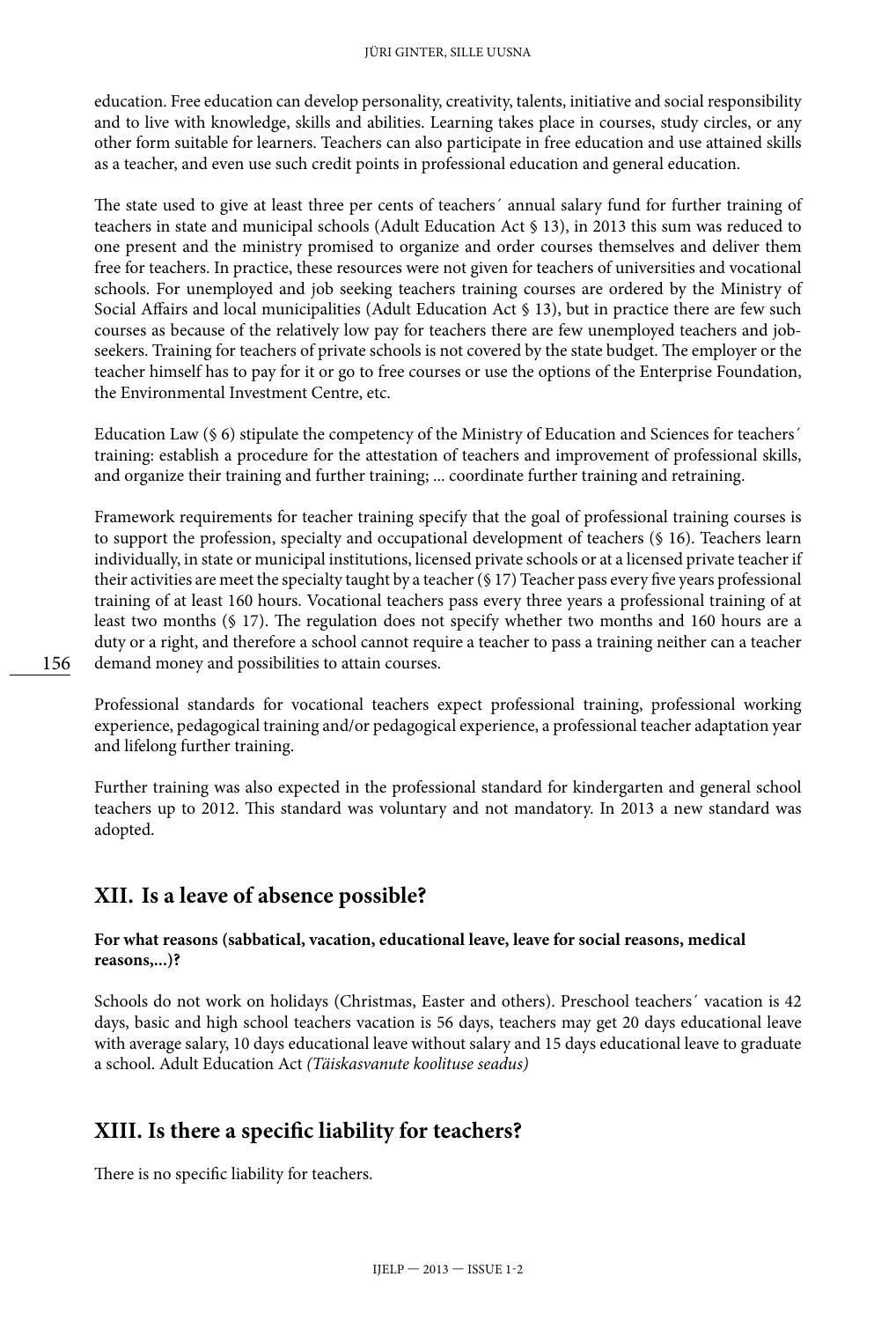education. Free education can develop personality, creativity, talents, initiative and social responsibility and to live with knowledge, skills and abilities. Learning takes place in courses, study circles, or any other form suitable for learners. Teachers can also participate in free education and use attained skills as a teacher, and even use such credit points in professional education and general education.

The state used to give at least three per cents of teachers´ annual salary fund for further training of teachers in state and municipal schools (Adult Education Act § 13), in 2013 this sum was reduced to one present and the ministry promised to organize and order courses themselves and deliver them free for teachers. In practice, these resources were not given for teachers of universities and vocational schools. For unemployed and job seeking teachers training courses are ordered by the Ministry of Social Affairs and local municipalities (Adult Education Act § 13), but in practice there are few such courses as because of the relatively low pay for teachers there are few unemployed teachers and job-seekers. Training for teachers of private schools is not covered by the state budget. The employer or the teacher himself has to pay for it or go to free courses or use the options of the Enterprise Foundation, the Environmental Investment Centre, etc.

Education Law (§ 6) stipulate the competency of the Ministry of Education and Sciences for teachers´ training: establish a procedure for the attestation of teachers and improvement of professional skills, and organize their training and further training; ... coordinate further training and retraining.

Framework requirements for teacher training specify that the goal of professional training courses is to support the profession, specialty and occupational development of teachers (§ 16). Teachers learn individually, in state or municipal institutions, licensed private schools or at a licensed private teacher if their activities are meet the specialty taught by a teacher (§ 17) Teacher pass every five years professional training of at least 160 hours. Vocational teachers pass every three years a professional training of at least two months (§ 17). The regulation does not specify whether two months and 160 hours are a duty or a right, and therefore a school cannot require a teacher to pass a training neither can a teacher demand money and possibilities to attain courses.

Professional standards for vocational teachers expect professional training, professional working experience, pedagogical training and/or pedagogical experience, a professional teacher adaptation year and lifelong further training.

Further training was also expected in the professional standard for kindergarten and general school teachers up to 2012. This standard was voluntary and not mandatory. In 2013 a new standard was adopted.

## XII. Is a leave of absence possible?

**For what reasons (sabbatical, vacation, educational leave, leave for social reasons, medical reasons,...)?**

Schools do not work on holidays (Christmas, Easter and others). Preschool teachers´ vacation is 42 days, basic and high school teachers vacation is 56 days, teachers may get 20 days educational leave with average salary, 10 days educational leave without salary and 15 days educational leave to graduate a school. Adult Education Act *(Täiskasvanute koolituse seadus)*

## XIII. Is there a specific liability for teachers?

There is no specific liability for teachers.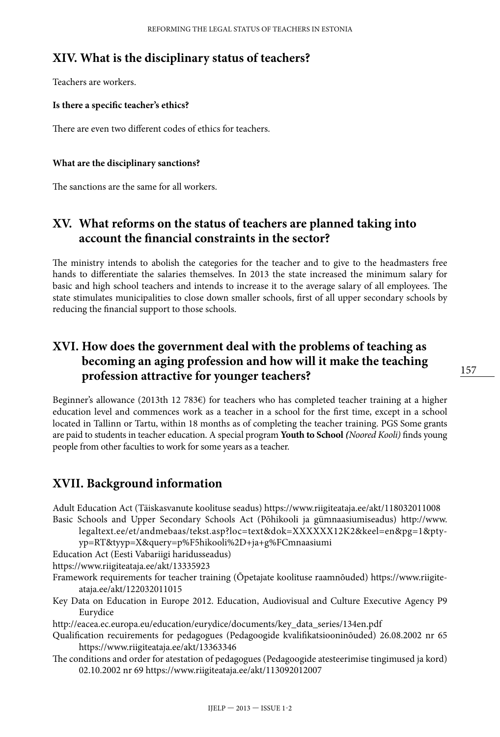## XIV. What is the disciplinary status of teachers?

Teachers are workers.

**Is there a specific teacher's ethics?**

There are even two different codes of ethics for teachers.

**What are the disciplinary sanctions?**

The sanctions are the same for all workers.

## XV. What reforms on the status of teachers are planned taking into account the financial constraints in the sector?

The ministry intends to abolish the categories for the teacher and to give to the headmasters free hands to differentiate the salaries themselves. In 2013 the state increased the minimum salary for basic and high school teachers and intends to increase it to the average salary of all employees. The state stimulates municipalities to close down smaller schools, first of all upper secondary schools by reducing the financial support to those schools.

## XVI. How does the government deal with the problems of teaching as becoming an aging profession and how will it make the teaching profession attractive for younger teachers?

Beginner's allowance (2013th 12 783€) for teachers who has completed teacher training at a higher education level and commences work as a teacher in a school for the first time, except in a school located in Tallinn or Tartu, within 18 months as of completing the teacher training. PGS Some grants are paid to students in teacher education. A special program **Youth to School** *(Noored Kooli)* finds young people from other faculties to work for some years as a teacher.

## XVII. Background information

Adult Education Act (Täiskasvanute koolituse seadus) https://www.riigiteataja.ee/akt/118032011008

Basic Schools and Upper Secondary Schools Act (Põhikooli ja gümnaasiumiseadus) http://www.legaltext.ee/et/andmebaas/tekst.asp?loc=text&dok=XXXXXX12K2&keel=en&pg=1&ptyyp=RT&tyyp=X&query=p%F5hikooli%2D+ja+g%FCmnaasiumi

Education Act (Eesti Vabariigi haridusseadus)

https://www.riigiteataja.ee/akt/13335923

Framework requirements for teacher training (Õpetajate koolituse raamnõuded) https://www.riigiteataja.ee/akt/122032011015

Key Data on Education in Europe 2012. Education, Audiovisual and Culture Executive Agency P9 Eurydice

http://eacea.ec.europa.eu/education/eurydice/documents/key_data_series/134en.pdf

Qualification recuirements for pedagogues (Pedagoogide kvalifikatsiooninõuded) 26.08.2002 nr 65 https://www.riigiteataja.ee/akt/13363346

The conditions and order for atestation of pedagogues (Pedagoogide atesteerimise tingimused ja kord) 02.10.2002 nr 69 https://www.riigiteataja.ee/akt/113092012007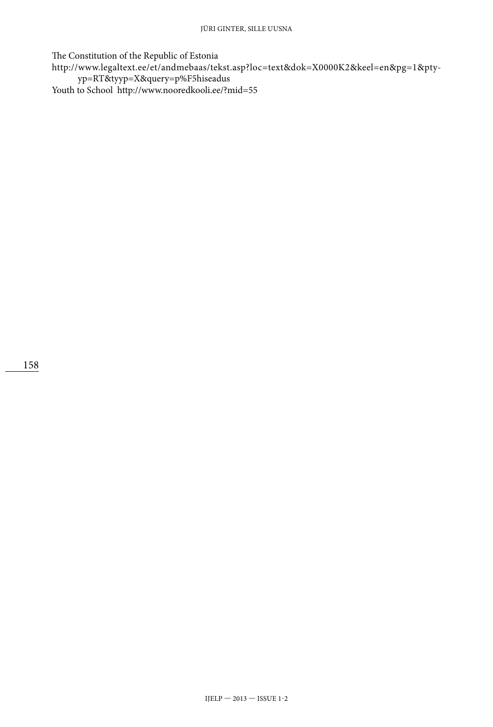The Constitution of the Republic of Estonia
http://www.legaltext.ee/et/andmebaas/tekst.asp?loc=text&dok=X0000K2&keel=en&pg=1&ptyyp=RT&tyyp=X&query=p%F5hiseadus
Youth to School http://www.nooredkooli.ee/?mid=55